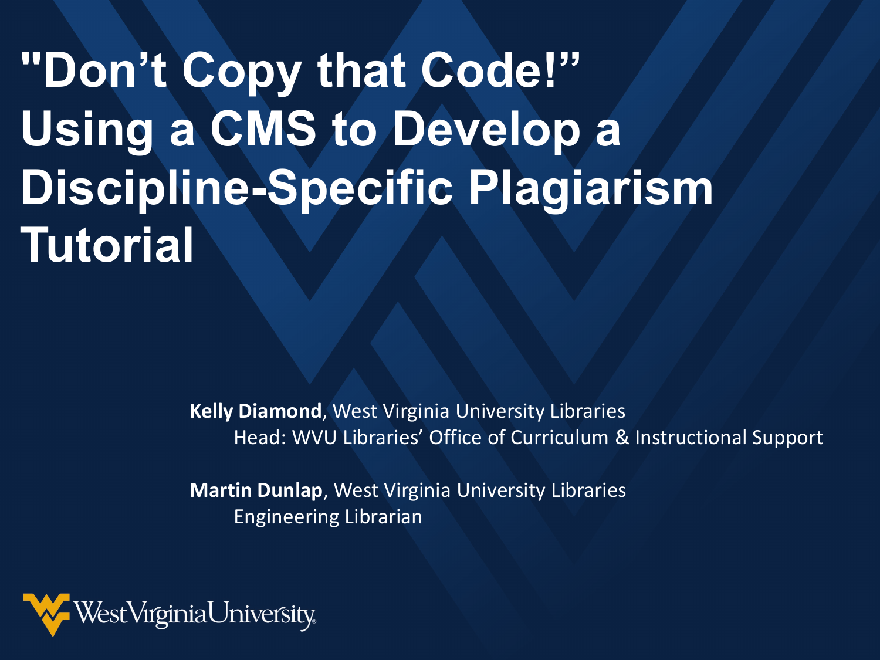# "Don't Copy that Code!" Using a CMS to Develop a Discipline-Specific Plagiarism Tutorial

**Kelly Diamond**, West Virginia University Libraries
Head: WVU Libraries' Office of Curriculum & Instructional Support

**Martin Dunlap**, West Virginia University Libraries
Engineering Librarian

WestVirginiaUniversity.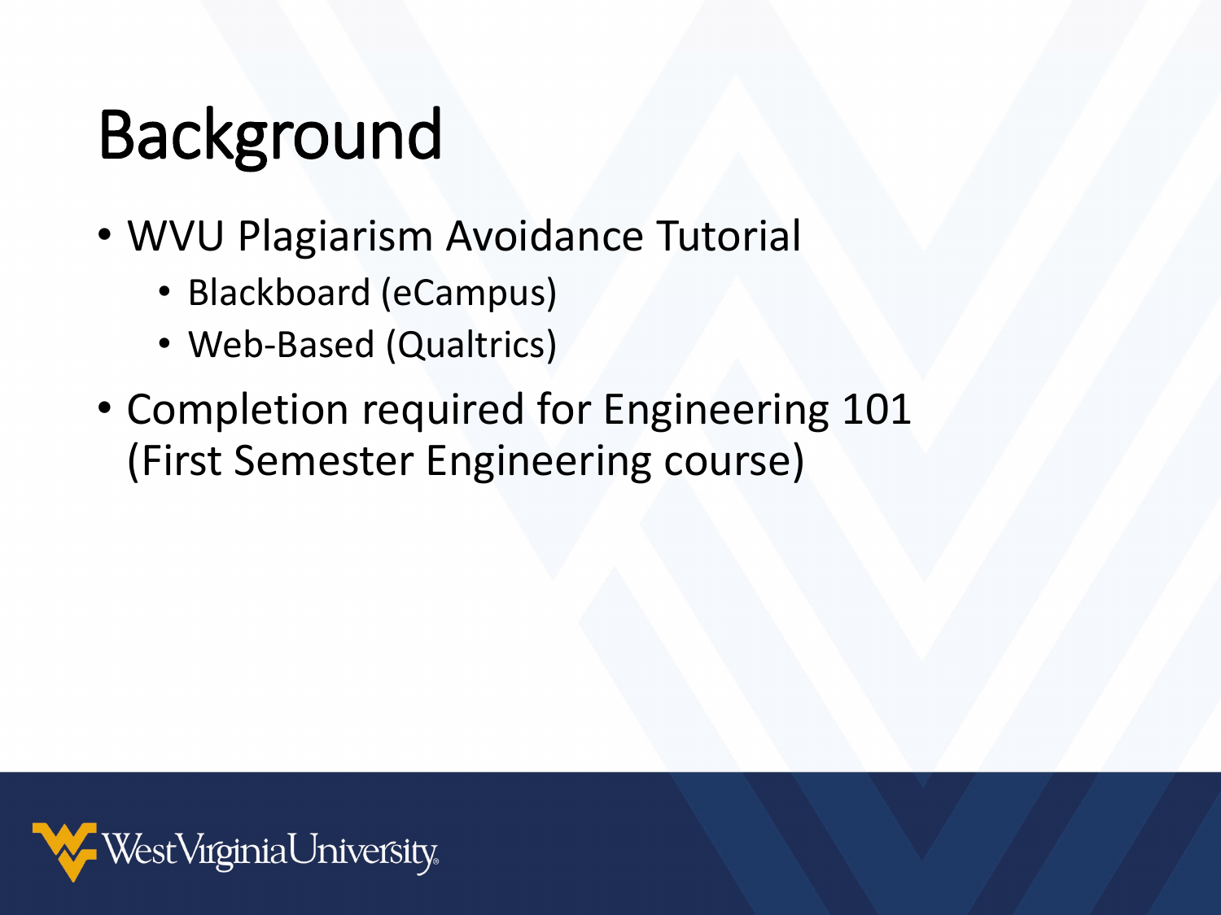# Background

- WVU Plagiarism Avoidance Tutorial
  - Blackboard (eCampus)
  - Web-Based (Qualtrics)
- Completion required for Engineering 101 (First Semester Engineering course)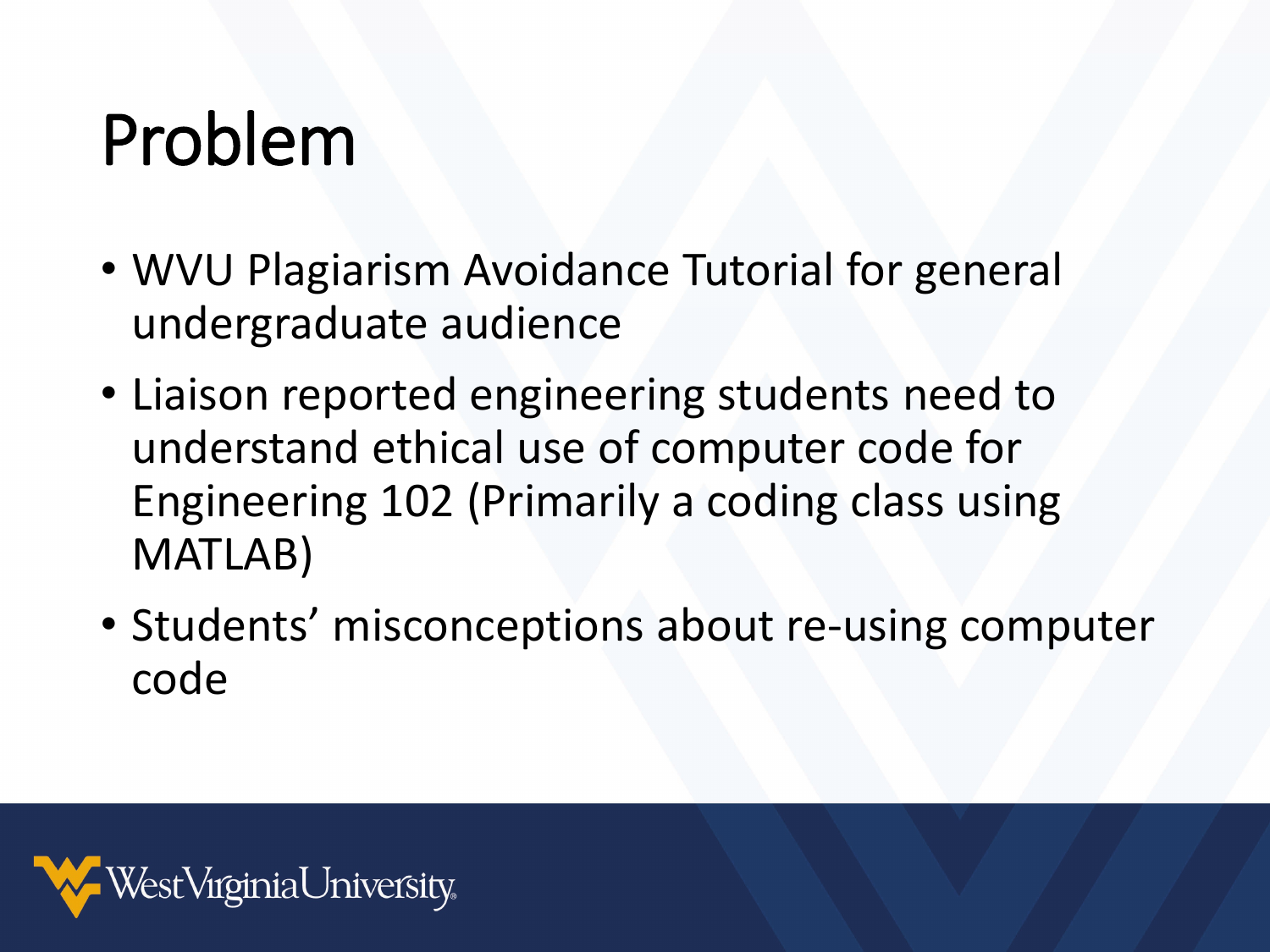# Problem

- WVU Plagiarism Avoidance Tutorial for general undergraduate audience
- Liaison reported engineering students need to understand ethical use of computer code for Engineering 102 (Primarily a coding class using MATLAB)
- Students' misconceptions about re-using computer code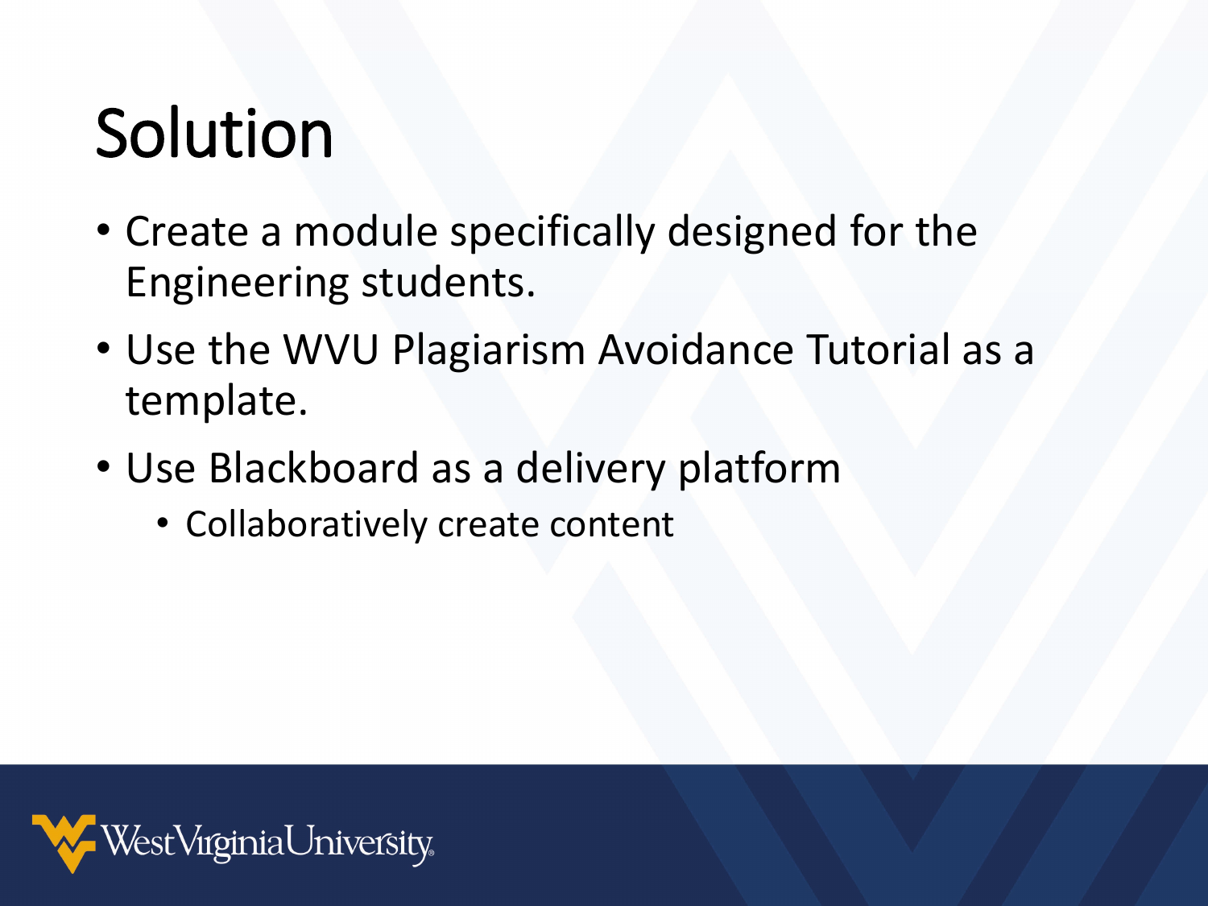# Solution

- Create a module specifically designed for the Engineering students.
- Use the WVU Plagiarism Avoidance Tutorial as a template.
- Use Blackboard as a delivery platform
  - Collaboratively create content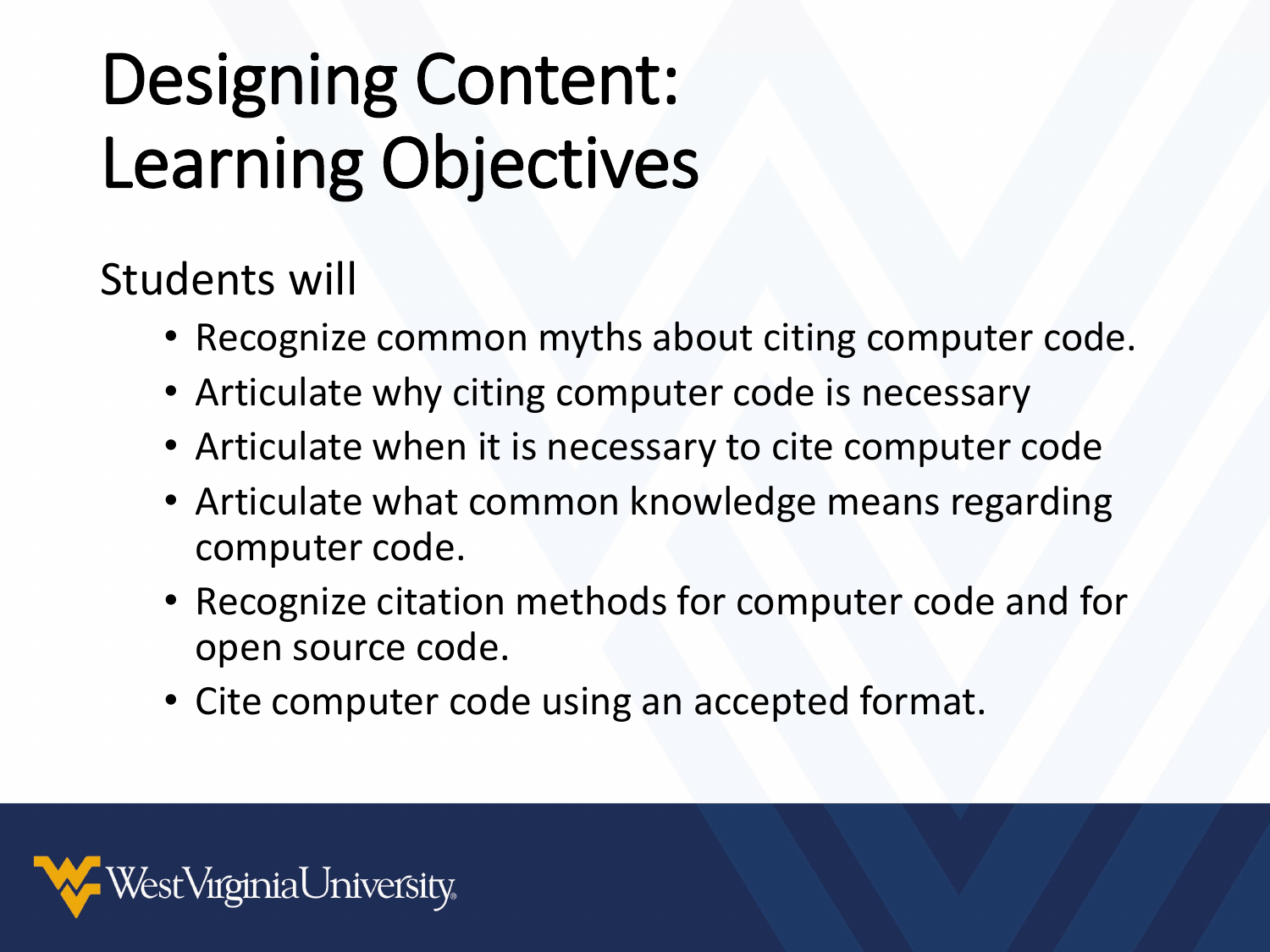# Designing Content: Learning Objectives

Students will

- Recognize common myths about citing computer code.
- Articulate why citing computer code is necessary
- Articulate when it is necessary to cite computer code
- Articulate what common knowledge means regarding computer code.
- Recognize citation methods for computer code and for open source code.
- Cite computer code using an accepted format.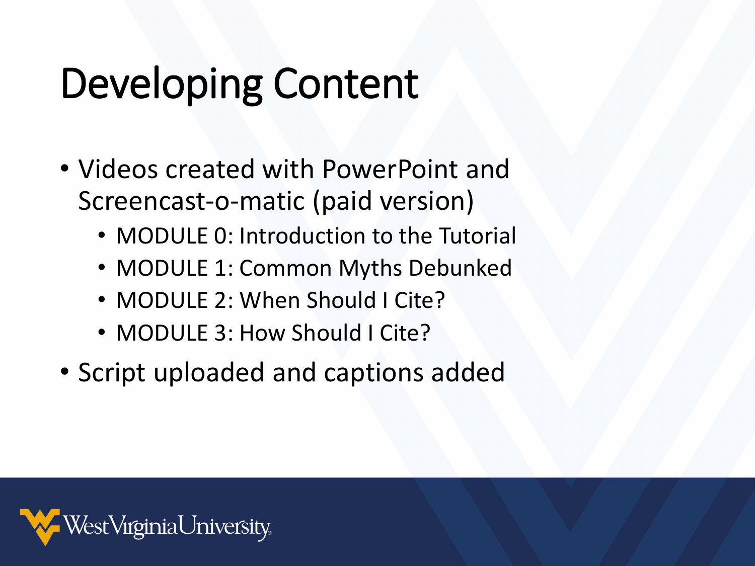# Developing Content

- Videos created with PowerPoint and Screencast-o-matic (paid version)
  - MODULE 0: Introduction to the Tutorial
  - MODULE 1: Common Myths Debunked
  - MODULE 2: When Should I Cite?
  - MODULE 3: How Should I Cite?
- Script uploaded and captions added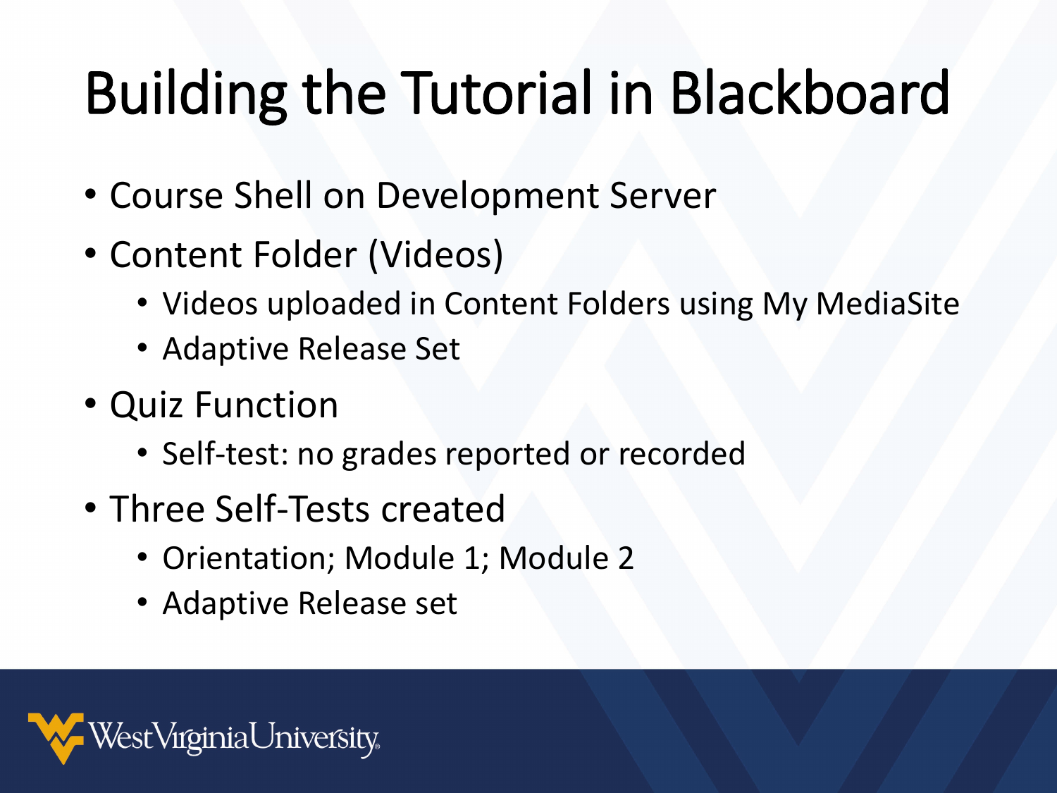# Building the Tutorial in Blackboard

- Course Shell on Development Server
- Content Folder (Videos)
  - Videos uploaded in Content Folders using My MediaSite
  - Adaptive Release Set
- Quiz Function
  - Self-test: no grades reported or recorded
- Three Self-Tests created
  - Orientation; Module 1; Module 2
  - Adaptive Release set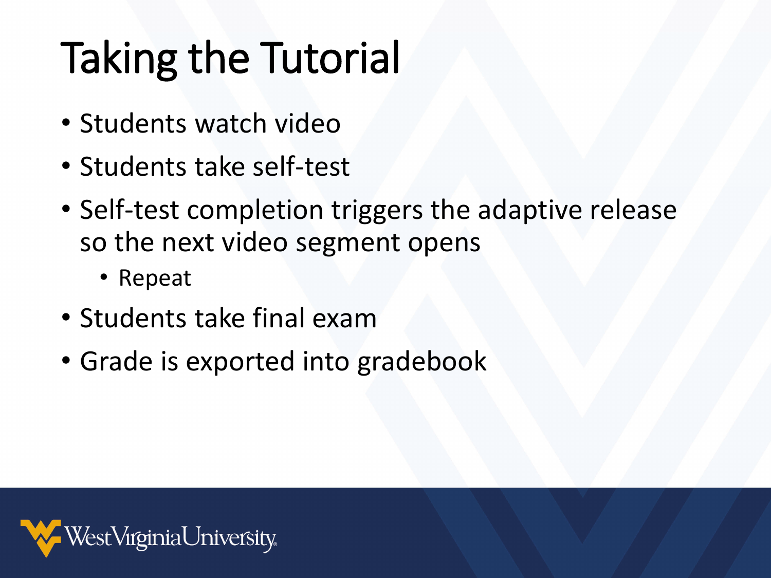# Taking the Tutorial

- Students watch video
- Students take self-test
- Self-test completion triggers the adaptive release so the next video segment opens
  - Repeat
- Students take final exam
- Grade is exported into gradebook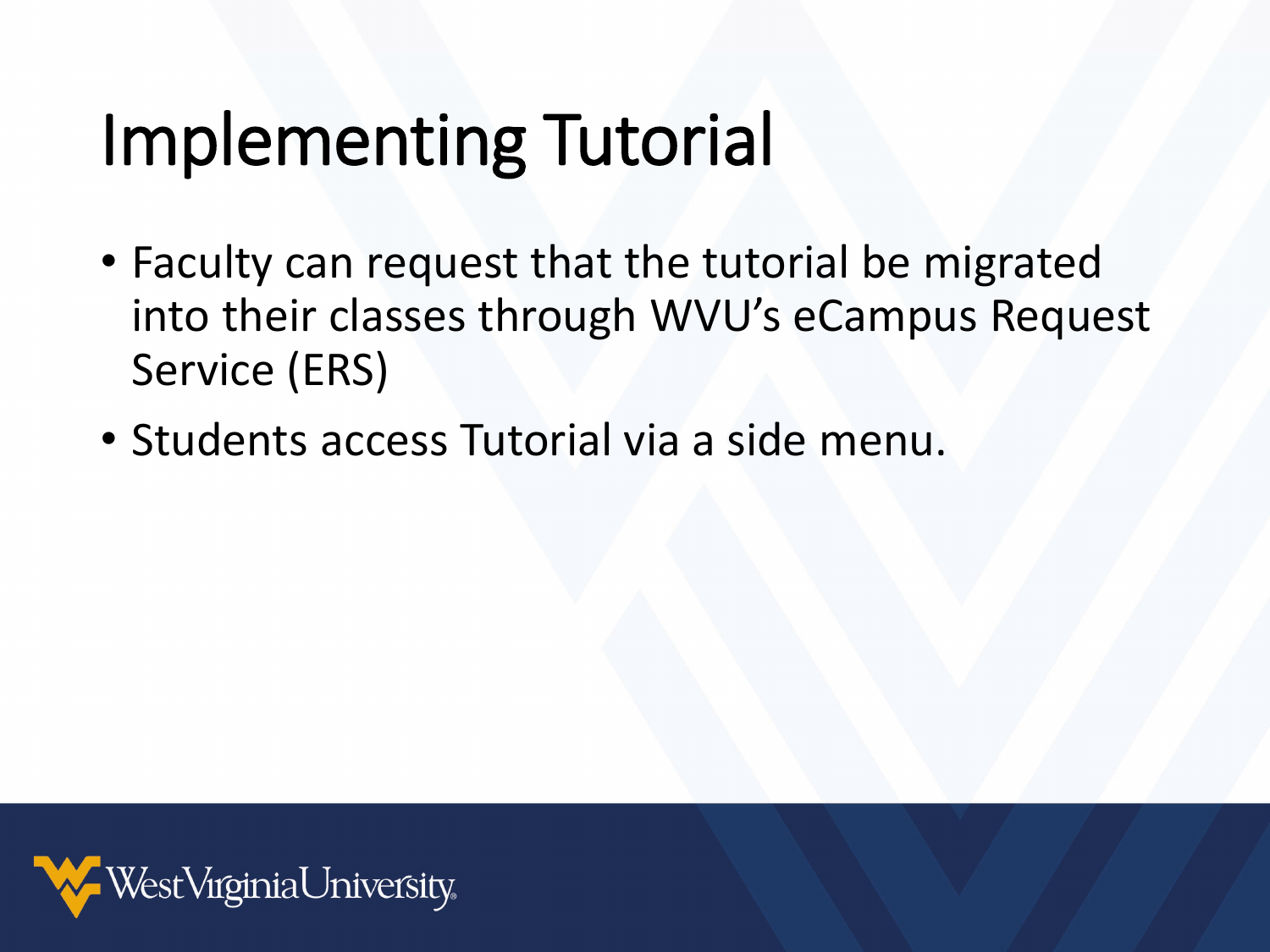# Implementing Tutorial

- Faculty can request that the tutorial be migrated into their classes through WVU's eCampus Request Service (ERS)
- Students access Tutorial via a side menu.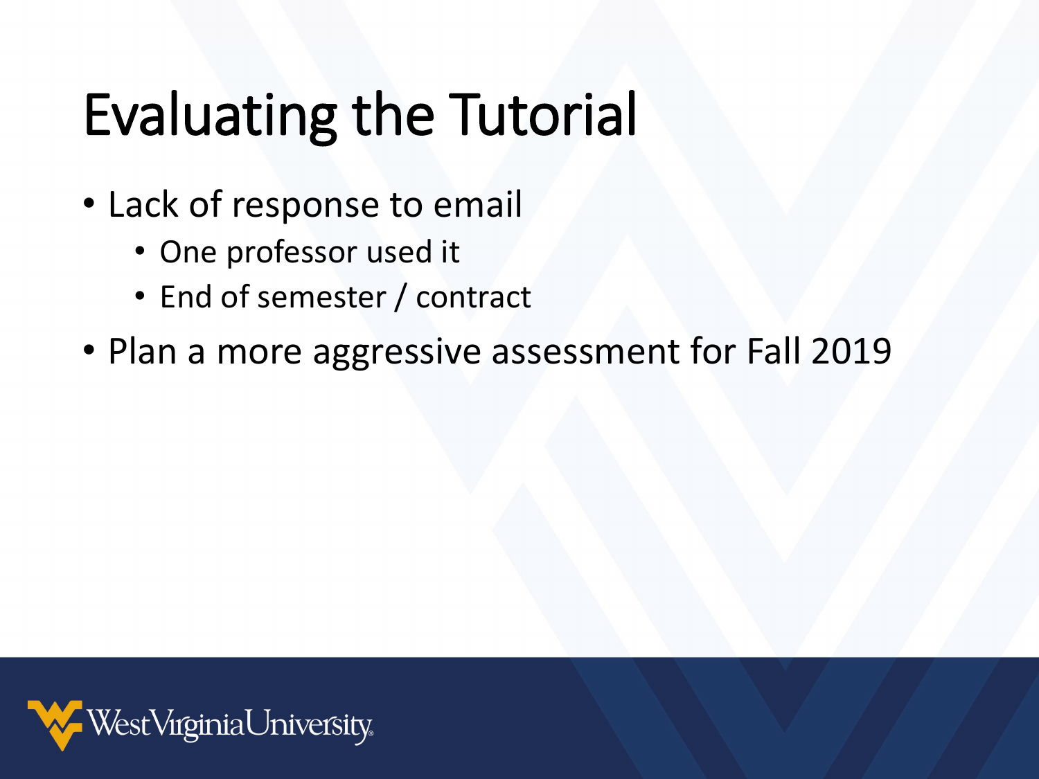# Evaluating the Tutorial

- Lack of response to email
  - One professor used it
  - End of semester / contract
- Plan a more aggressive assessment for Fall 2019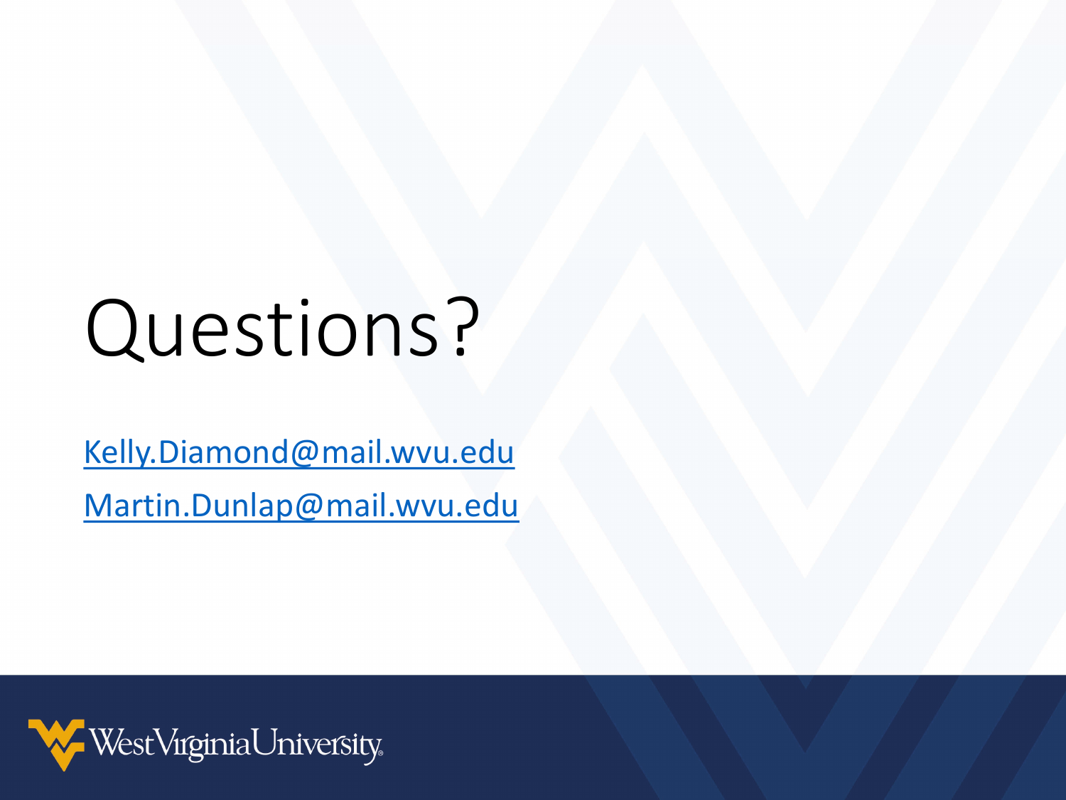# Questions?

Kelly.Diamond@mail.wvu.edu

Martin.Dunlap@mail.wvu.edu